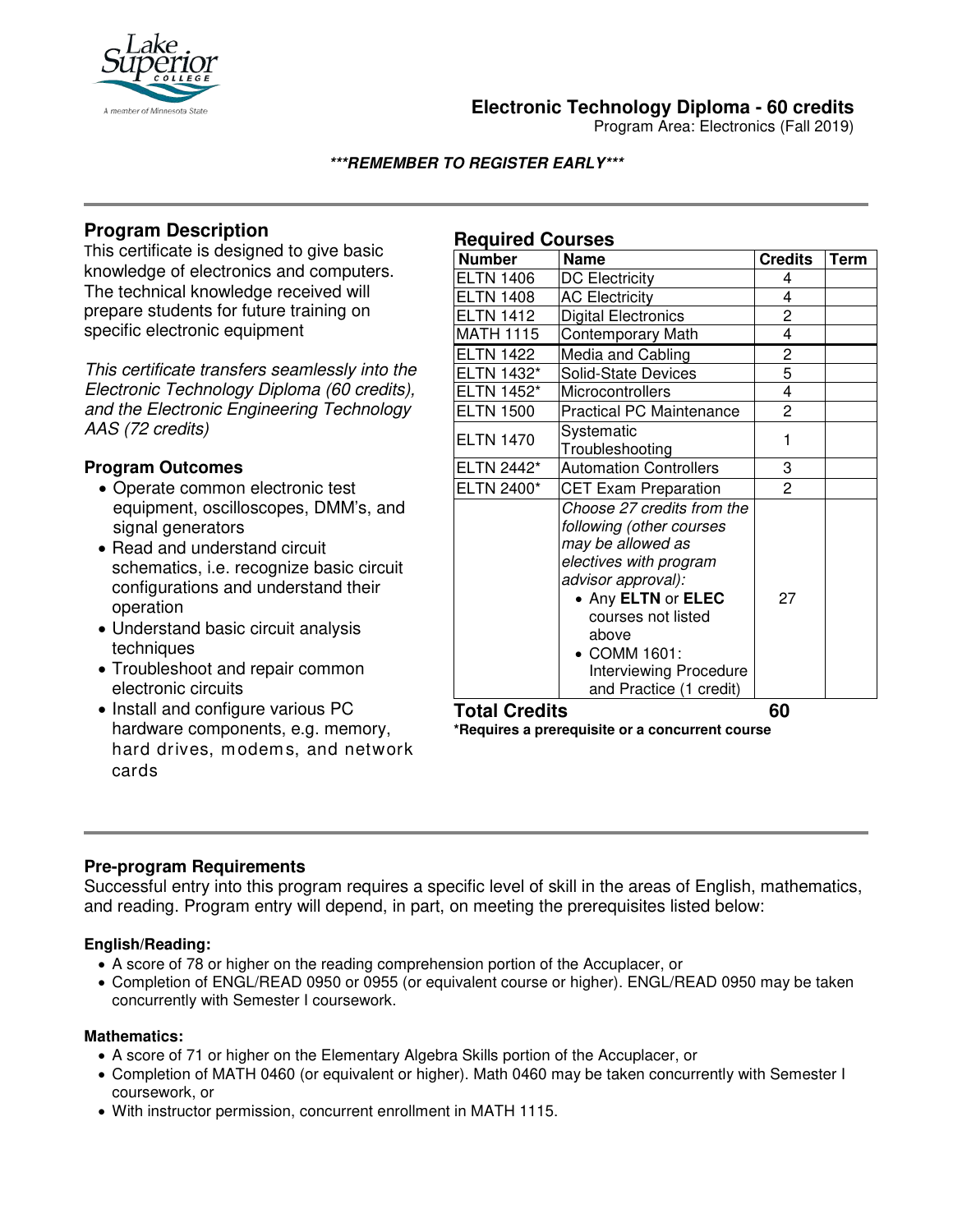# Electronic Technology Diploma - 60 credits

Program Area: Electronics (Fall 2019)

***REMEMBER TO REGISTER EARLY***

## Program Description

This certificate is designed to give basic knowledge of electronics and computers. The technical knowledge received will prepare students for future training on specific electronic equipment

*This certificate transfers seamlessly into the Electronic Technology Diploma (60 credits), and the Electronic Engineering Technology AAS (72 credits)*

### Program Outcomes

- Operate common electronic test equipment, oscilloscopes, DMM's, and signal generators
- Read and understand circuit schematics, i.e. recognize basic circuit configurations and understand their operation
- Understand basic circuit analysis techniques
- Troubleshoot and repair common electronic circuits
- Install and configure various PC hardware components, e.g. memory, hard drives, modems, and network cards

## Required Courses

| Number | Name | Credits | Term |
|---|---|---|---|
| ELTN 1406 | DC Electricity | 4 | |
| ELTN 1408 | AC Electricity | 4 | |
| ELTN 1412 | Digital Electronics | 2 | |
| MATH 1115 | Contemporary Math | 4 | |
| ELTN 1422 | Media and Cabling | 2 | |
| ELTN 1432* | Solid-State Devices | 5 | |
| ELTN 1452* | Microcontrollers | 4 | |
| ELTN 1500 | Practical PC Maintenance | 2 | |
| ELTN 1470 | Systematic Troubleshooting | 1 | |
| ELTN 2442* | Automation Controllers | 3 | |
| ELTN 2400* | CET Exam Preparation | 2 | |
| | *Choose 27 credits from the following (other courses may be allowed as electives with program advisor approval):* <br>• Any **ELTN** or **ELEC** courses not listed above <br>• COMM 1601: Interviewing Procedure and Practice (1 credit) | 27 | |
| **Total Credits** | | **60** | |

**\*Requires a prerequisite or a concurrent course**

### Pre-program Requirements

Successful entry into this program requires a specific level of skill in the areas of English, mathematics, and reading. Program entry will depend, in part, on meeting the prerequisites listed below:

#### English/Reading:

- A score of 78 or higher on the reading comprehension portion of the Accuplacer, or
- Completion of ENGL/READ 0950 or 0955 (or equivalent course or higher). ENGL/READ 0950 may be taken concurrently with Semester I coursework.

#### Mathematics:

- A score of 71 or higher on the Elementary Algebra Skills portion of the Accuplacer, or
- Completion of MATH 0460 (or equivalent or higher). Math 0460 may be taken concurrently with Semester I coursework, or
- With instructor permission, concurrent enrollment in MATH 1115.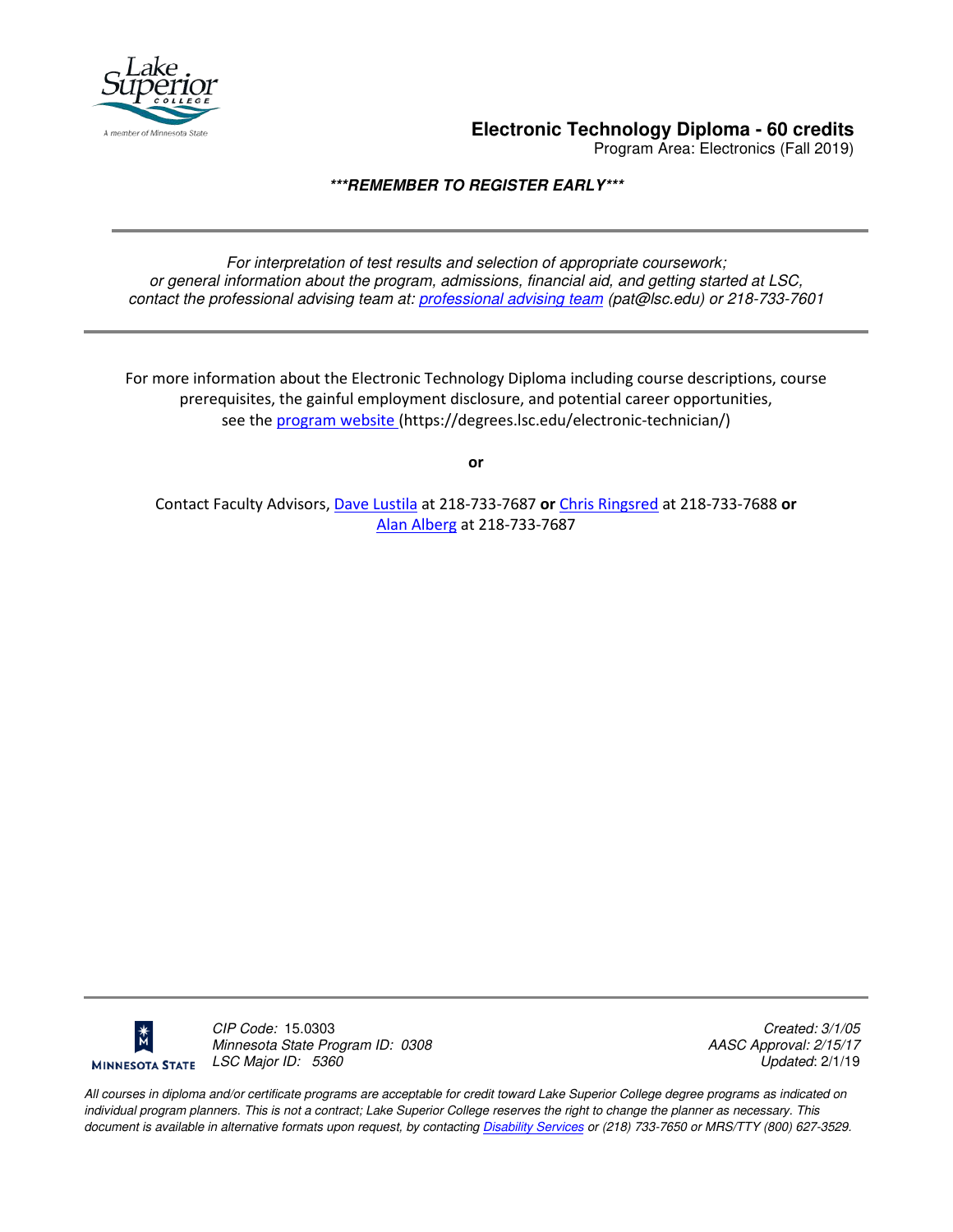## Electronic Technology Diploma - 60 credits

Program Area: Electronics (Fall 2019)

***REMEMBER TO REGISTER EARLY***

---

*For interpretation of test results and selection of appropriate coursework; or general information about the program, admissions, financial aid, and getting started at LSC, contact the professional advising team at: [professional advising team](pat@lsc.edu) (pat@lsc.edu) or 218-733-7601*

---

For more information about the Electronic Technology Diploma including course descriptions, course prerequisites, the gainful employment disclosure, and potential career opportunities, see the [program website](https://degrees.lsc.edu/electronic-technician/) (https://degrees.lsc.edu/electronic-technician/)

**or**

Contact Faculty Advisors, Dave Lustila at 218-733-7687 **or** Chris Ringsred at 218-733-7688 **or** Alan Alberg at 218-733-7687

---

*CIP Code:* 15.0303
*Minnesota State Program ID: 0308*
*LSC Major ID: 5360*

*Created: 3/1/05*
*AASC Approval: 2/15/17*
*Updated*: 2/1/19

*All courses in diploma and/or certificate programs are acceptable for credit toward Lake Superior College degree programs as indicated on individual program planners. This is not a contract; Lake Superior College reserves the right to change the planner as necessary. This document is available in alternative formats upon request, by contacting Disability Services or (218) 733-7650 or MRS/TTY (800) 627-3529.*